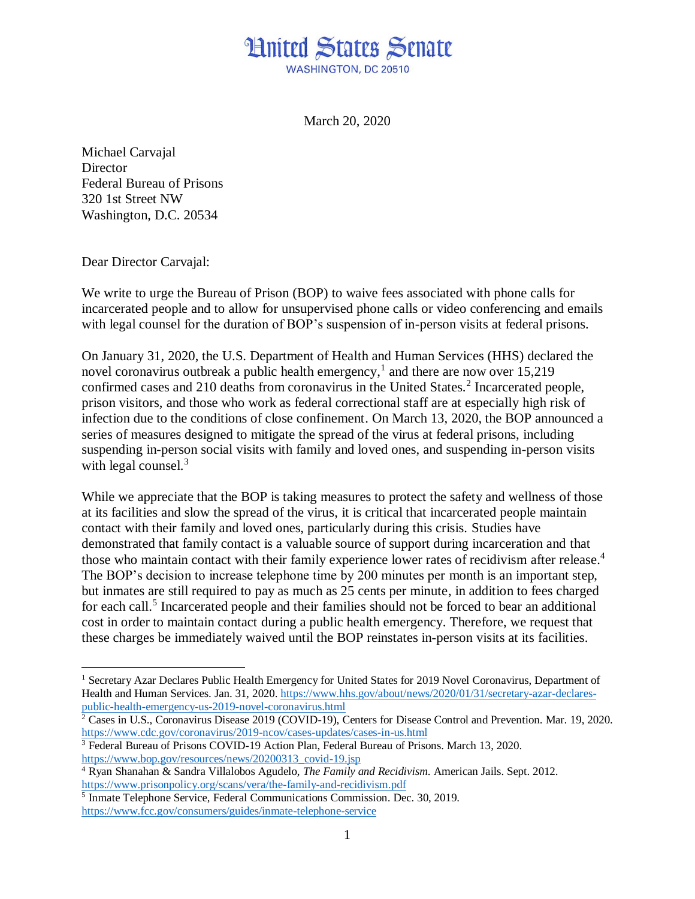# United States Senate

WASHINGTON, DC 20510

March 20, 2020

Michael Carvajal
Director
Federal Bureau of Prisons
320 1st Street NW
Washington, D.C. 20534

Dear Director Carvajal:

We write to urge the Bureau of Prison (BOP) to waive fees associated with phone calls for incarcerated people and to allow for unsupervised phone calls or video conferencing and emails with legal counsel for the duration of BOP's suspension of in-person visits at federal prisons.

On January 31, 2020, the U.S. Department of Health and Human Services (HHS) declared the novel coronavirus outbreak a public health emergency,[1] and there are now over 15,219 confirmed cases and 210 deaths from coronavirus in the United States.[2] Incarcerated people, prison visitors, and those who work as federal correctional staff are at especially high risk of infection due to the conditions of close confinement. On March 13, 2020, the BOP announced a series of measures designed to mitigate the spread of the virus at federal prisons, including suspending in-person social visits with family and loved ones, and suspending in-person visits with legal counsel.[3]

While we appreciate that the BOP is taking measures to protect the safety and wellness of those at its facilities and slow the spread of the virus, it is critical that incarcerated people maintain contact with their family and loved ones, particularly during this crisis. Studies have demonstrated that family contact is a valuable source of support during incarceration and that those who maintain contact with their family experience lower rates of recidivism after release.[4] The BOP's decision to increase telephone time by 200 minutes per month is an important step, but inmates are still required to pay as much as 25 cents per minute, in addition to fees charged for each call.[5] Incarcerated people and their families should not be forced to bear an additional cost in order to maintain contact during a public health emergency. Therefore, we request that these charges be immediately waived until the BOP reinstates in-person visits at its facilities.

---

[1] Secretary Azar Declares Public Health Emergency for United States for 2019 Novel Coronavirus, Department of Health and Human Services. Jan. 31, 2020. https://www.hhs.gov/about/news/2020/01/31/secretary-azar-declares-public-health-emergency-us-2019-novel-coronavirus.html

[2] Cases in U.S., Coronavirus Disease 2019 (COVID-19), Centers for Disease Control and Prevention. Mar. 19, 2020. https://www.cdc.gov/coronavirus/2019-ncov/cases-updates/cases-in-us.html

[3] Federal Bureau of Prisons COVID-19 Action Plan, Federal Bureau of Prisons. March 13, 2020. https://www.bop.gov/resources/news/20200313_covid-19.jsp

[4] Ryan Shanahan & Sandra Villalobos Agudelo, *The Family and Recidivism.* American Jails. Sept. 2012. https://www.prisonpolicy.org/scans/vera/the-family-and-recidivism.pdf

[5] Inmate Telephone Service, Federal Communications Commission. Dec. 30, 2019. https://www.fcc.gov/consumers/guides/inmate-telephone-service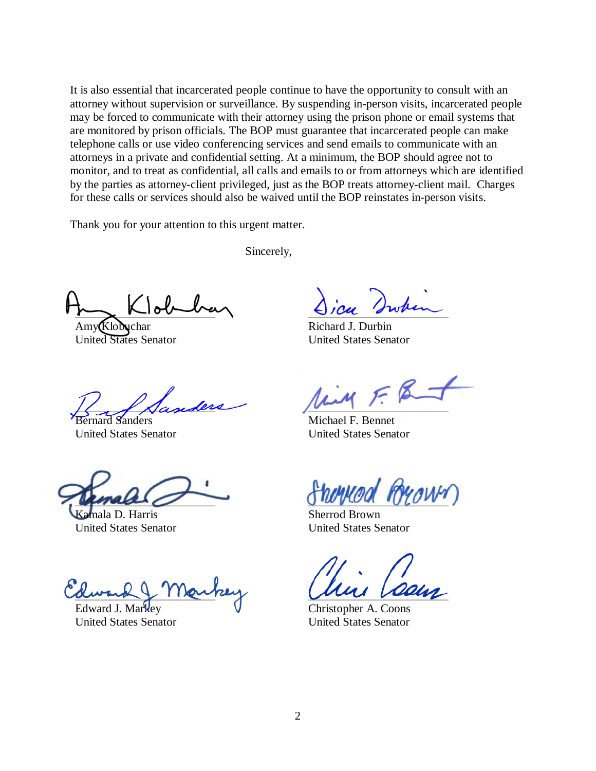It is also essential that incarcerated people continue to have the opportunity to consult with an attorney without supervision or surveillance. By suspending in-person visits, incarcerated people may be forced to communicate with their attorney using the prison phone or email systems that are monitored by prison officials. The BOP must guarantee that incarcerated people can make telephone calls or use video conferencing services and send emails to communicate with an attorneys in a private and confidential setting. At a minimum, the BOP should agree not to monitor, and to treat as confidential, all calls and emails to or from attorneys which are identified by the parties as attorney-client privileged, just as the BOP treats attorney-client mail. Charges for these calls or services should also be waived until the BOP reinstates in-person visits.

Thank you for your attention to this urgent matter.

Sincerely,

Amy Klobuchar
United States Senator

Richard J. Durbin
United States Senator

Bernard Sanders
United States Senator

Michael F. Bennet
United States Senator

Kamala D. Harris
United States Senator

Sherrod Brown
United States Senator

Edward J. Markey
United States Senator

Christopher A. Coons
United States Senator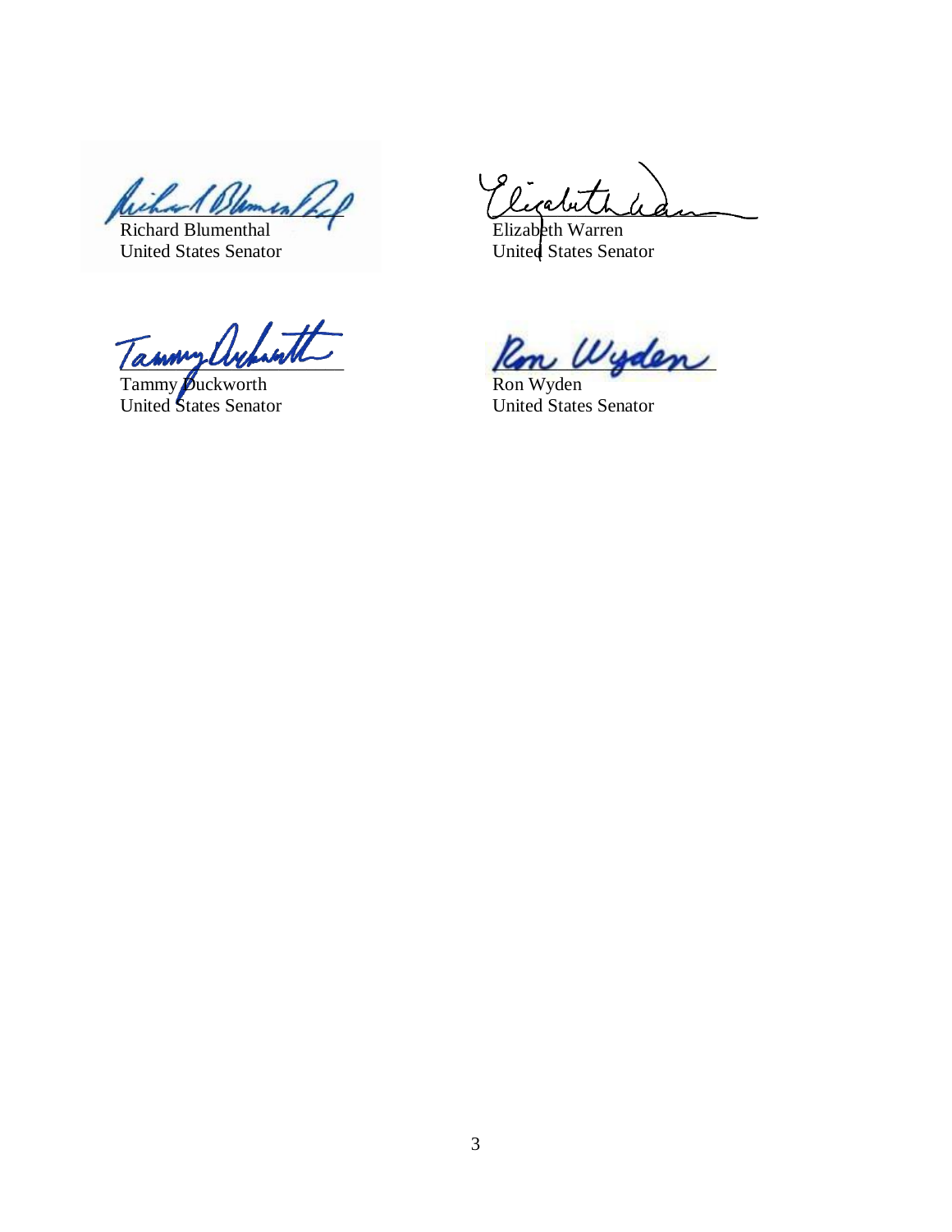Richard Blumenthal
United States Senator

Elizabeth Warren
United States Senator

Tammy Duckworth
United States Senator

Ron Wyden
United States Senator